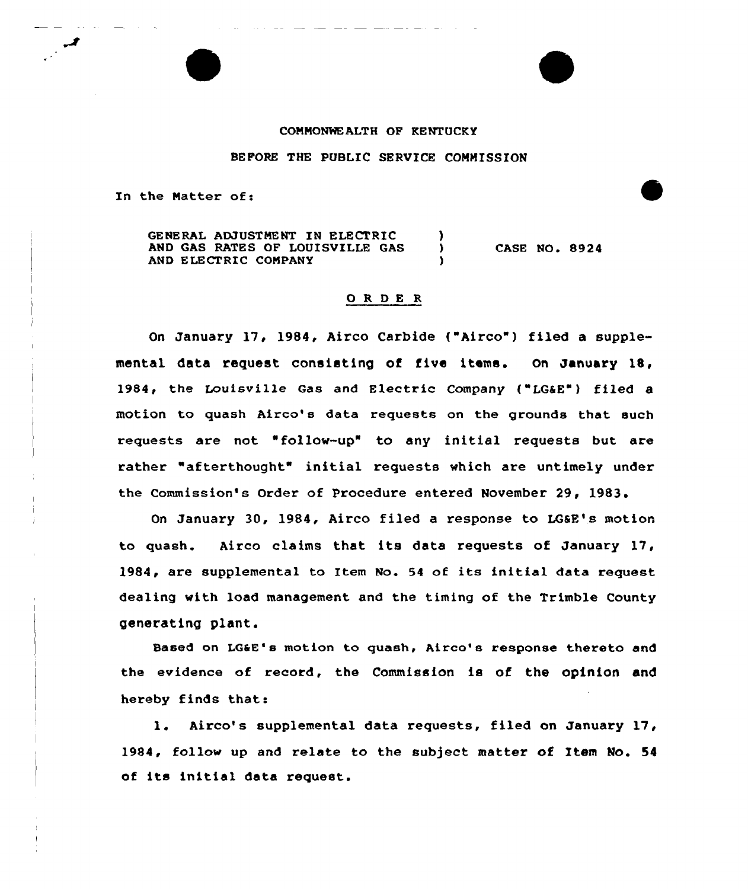COMMONWEALTH OF KENTUCKY

BEFORE THE PUBLIC SERVICE COMMISSION

In the Matter of:

GENERAL ADJUSTMENT IN ELECTRIC AND GAS RATES OF LOUISVILLE GAS AND ELECTRIC COMPANY ) CASE NO. 8924

## O R D E R

On January 17, 1984, Airco Carbide ("Airco") filed a supplemental data request consisting of five items. On January 18, 1984, the Louisville Gas and Electric Company ("LG&E") filed a motion to quash Airco's data requests on the grounds that such requests are not "follow-up" to any initial requests but are rather "afterthought" initial requests which are untimely under the Commission's Order of Procedure entered November 29, 1983.

On January 30, 1984, Airco filed a response to LG&E's motion to quash. Airco claims that its data requests of January 17, 1984, are supplemental to Item No. 54 of its initial data request dealing with load management and the timing of the Trimble County generating plant.

Based on LG&E's motion to quash, Airco's response thereto and the evidence of record, the Commission is of the opinion and hereby finds that:

1. Airco's supplemental data requests, filed on January 17, 1984, follow up and relate to the subject matter of Item No. 54 of its initial data request.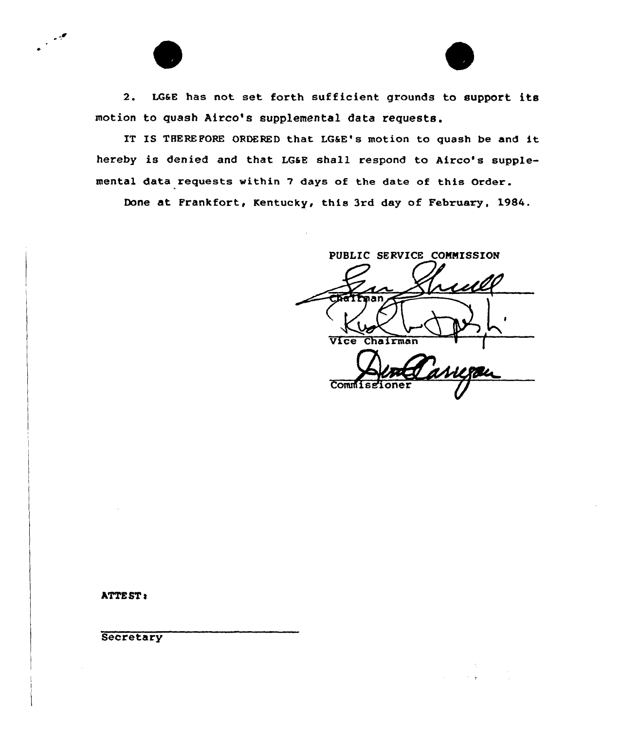2. LG&E has not set forth sufficient grounds to support its motion to quash Airco's supplemental data requests.

IT IS THEREFORE ORDERED that LG&E's motion to quash be and it hereby is denied and that LG&E shall respond to Airco's supplemental data requests within 7 days of the date of this Order.

Done at Frankfort, Kentucky, this 3rd day of February, 1984.

PUBLIC SERVICE COMMISSION

Chairman

Vice Chairman

Commissioner

ATTEST:

Secretary